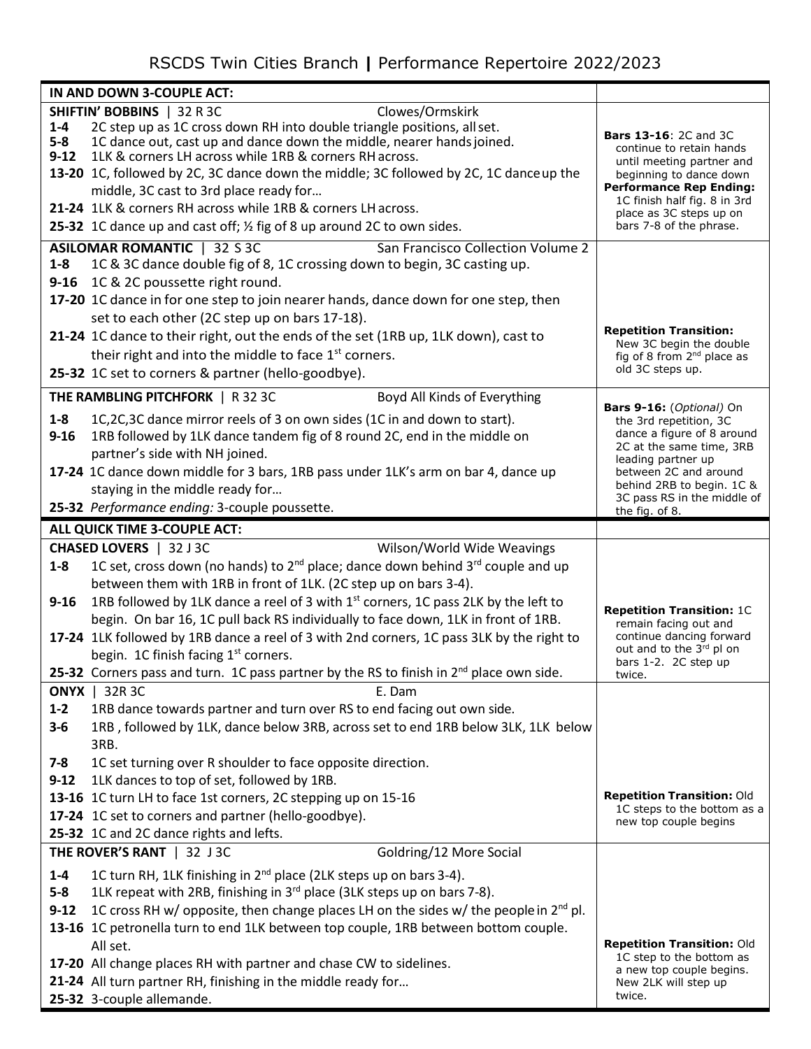# RSCDS Twin Cities Branch | Performance Repertoire 2022/2023

| IN AND DOWN 3-COUPLE ACT: | |
|---|---|
| **SHIFTIN' BOBBINS** \| 32 R 3C — Clowes/Ormskirk<br>**1-4** 2C step up as 1C cross down RH into double triangle positions, all set.<br>**5-8** 1C dance out, cast up and dance down the middle, nearer hands joined.<br>**9-12** 1LK & corners LH across while 1RB & corners RH across.<br>**13-20** 1C, followed by 2C, 3C dance down the middle; 3C followed by 2C, 1C dance up the middle, 3C cast to 3rd place ready for…<br>**21-24** 1LK & corners RH across while 1RB & corners LH across.<br>**25-32** 1C dance up and cast off; ½ fig of 8 up around 2C to own sides. | **Bars 13-16**: 2C and 3C continue to retain hands until meeting partner and beginning to dance down<br>**Performance Rep Ending:** 1C finish half fig. 8 in 3rd place as 3C steps up on bars 7-8 of the phrase. |
| **ASILOMAR ROMANTIC** \| 32 S 3C — San Francisco Collection Volume 2<br>**1-8** 1C & 3C dance double fig of 8, 1C crossing down to begin, 3C casting up.<br>**9-16** 1C & 2C poussette right round.<br>**17-20** 1C dance in for one step to join nearer hands, dance down for one step, then set to each other (2C step up on bars 17-18).<br>**21-24** 1C dance to their right, out the ends of the set (1RB up, 1LK down), cast to their right and into the middle to face 1st corners.<br>**25-32** 1C set to corners & partner (hello-goodbye). | **Repetition Transition:** New 3C begin the double fig of 8 from 2nd place as old 3C steps up. |
| **THE RAMBLING PITCHFORK** \| R 32 3C — Boyd All Kinds of Everything<br>**1-8** 1C,2C,3C dance mirror reels of 3 on own sides (1C in and down to start).<br>**9-16** 1RB followed by 1LK dance tandem fig of 8 round 2C, end in the middle on partner's side with NH joined.<br>**17-24** 1C dance down middle for 3 bars, 1RB pass under 1LK's arm on bar 4, dance up staying in the middle ready for…<br>**25-32** *Performance ending:* 3-couple poussette. | **Bars 9-16:** (*Optional*) On the 3rd repetition, 3C dance a figure of 8 around 2C at the same time, 3RB leading partner up between 2C and around behind 2RB to begin. 1C & 3C pass RS in the middle of the fig. of 8. |
| **ALL QUICK TIME 3-COUPLE ACT:** | |
| **CHASED LOVERS** \| 32 J 3C — Wilson/World Wide Weavings<br>**1-8** 1C set, cross down (no hands) to 2nd place; dance down behind 3rd couple and up between them with 1RB in front of 1LK. (2C step up on bars 3-4).<br>**9-16** 1RB followed by 1LK dance a reel of 3 with 1st corners, 1C pass 2LK by the left to begin. On bar 16, 1C pull back RS individually to face down, 1LK in front of 1RB.<br>**17-24** 1LK followed by 1RB dance a reel of 3 with 2nd corners, 1C pass 3LK by the right to begin. 1C finish facing 1st corners.<br>**25-32** Corners pass and turn. 1C pass partner by the RS to finish in 2nd place own side. | **Repetition Transition:** 1C remain facing out and continue dancing forward out and to the 3rd pl on bars 1-2. 2C step up twice. |
| **ONYX** \| 32R 3C — E. Dam<br>**1-2** 1RB dance towards partner and turn over RS to end facing out own side.<br>**3-6** 1RB , followed by 1LK, dance below 3RB, across set to end 1RB below 3LK, 1LK below 3RB.<br>**7-8** 1C set turning over R shoulder to face opposite direction.<br>**9-12** 1LK dances to top of set, followed by 1RB.<br>**13-16** 1C turn LH to face 1st corners, 2C stepping up on 15-16<br>**17-24** 1C set to corners and partner (hello-goodbye).<br>**25-32** 1C and 2C dance rights and lefts. | **Repetition Transition:** Old 1C steps to the bottom as a new top couple begins |
| **THE ROVER'S RANT** \| 32 J 3C — Goldring/12 More Social<br>**1-4** 1C turn RH, 1LK finishing in 2nd place (2LK steps up on bars 3-4).<br>**5-8** 1LK repeat with 2RB, finishing in 3rd place (3LK steps up on bars 7-8).<br>**9-12** 1C cross RH w/ opposite, then change places LH on the sides w/ the people in 2nd pl.<br>**13-16** 1C petronella turn to end 1LK between top couple, 1RB between bottom couple. All set.<br>**17-20** All change places RH with partner and chase CW to sidelines.<br>**21-24** All turn partner RH, finishing in the middle ready for…<br>**25-32** 3-couple allemande. | **Repetition Transition:** Old 1C step to the bottom as a new top couple begins. New 2LK will step up twice. |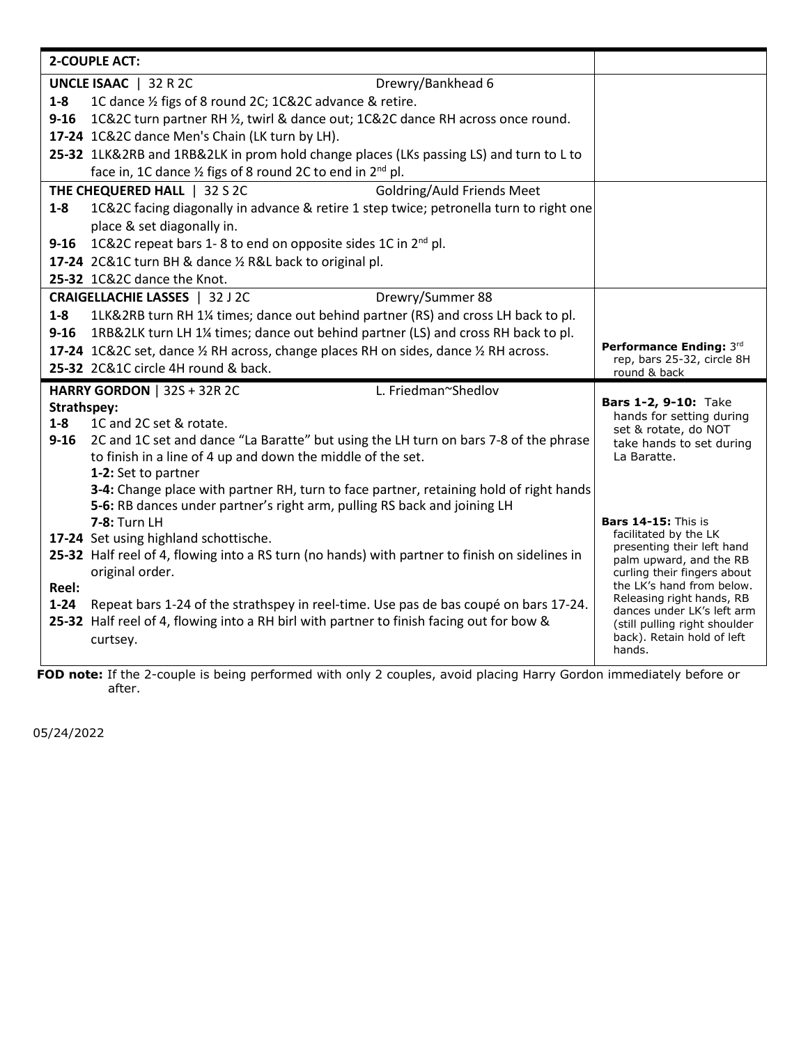| **2-COUPLE ACT:** | |
|---|---|
| **UNCLE ISAAC** \| 32 R 2C Drewry/Bankhead 6<br>**1-8** 1C dance ½ figs of 8 round 2C; 1C&2C advance & retire.<br>**9-16** 1C&2C turn partner RH ½, twirl & dance out; 1C&2C dance RH across once round.<br>**17-24** 1C&2C dance Men's Chain (LK turn by LH).<br>**25-32** 1LK&2RB and 1RB&2LK in prom hold change places (LKs passing LS) and turn to L to face in, 1C dance ½ figs of 8 round 2C to end in 2nd pl. | |
| **THE CHEQUERED HALL** \| 32 S 2C Goldring/Auld Friends Meet<br>**1-8** 1C&2C facing diagonally in advance & retire 1 step twice; petronella turn to right one place & set diagonally in.<br>**9-16** 1C&2C repeat bars 1- 8 to end on opposite sides 1C in 2nd pl.<br>**17-24** 2C&1C turn BH & dance ½ R&L back to original pl.<br>**25-32** 1C&2C dance the Knot. | |
| **CRAIGELLACHIE LASSES** \| 32 J 2C Drewry/Summer 88<br>**1-8** 1LK&2RB turn RH 1¼ times; dance out behind partner (RS) and cross LH back to pl.<br>**9-16** 1RB&2LK turn LH 1¼ times; dance out behind partner (LS) and cross RH back to pl.<br>**17-24** 1C&2C set, dance ½ RH across, change places RH on sides, dance ½ RH across.<br>**25-32** 2C&1C circle 4H round & back. | **Performance Ending:** 3rd rep, bars 25-32, circle 8H round & back |
| **HARRY GORDON** \| 32S + 32R 2C L. Friedman~Shedlov<br>**Strathspey:**<br>**1-8** 1C and 2C set & rotate.<br>**9-16** 2C and 1C set and dance "La Baratte" but using the LH turn on bars 7-8 of the phrase to finish in a line of 4 up and down the middle of the set.<br>**1-2:** Set to partner<br>**3-4:** Change place with partner RH, turn to face partner, retaining hold of right hands<br>**5-6:** RB dances under partner's right arm, pulling RS back and joining LH<br>**7-8:** Turn LH<br>**17-24** Set using highland schottische.<br>**25-32** Half reel of 4, flowing into a RS turn (no hands) with partner to finish on sidelines in original order.<br>**Reel:**<br>**1-24** Repeat bars 1-24 of the strathspey in reel-time. Use pas de bas coupé on bars 17-24.<br>**25-32** Half reel of 4, flowing into a RH birl with partner to finish facing out for bow & curtsey. | **Bars 1-2, 9-10:** Take hands for setting during set & rotate, do NOT take hands to set during La Baratte.<br><br>**Bars 14-15:** This is facilitated by the LK presenting their left hand palm upward, and the RB curling their fingers about the LK's hand from below. Releasing right hands, RB dances under LK's left arm (still pulling right shoulder back). Retain hold of left hands. |

**FOD note:** If the 2-couple is being performed with only 2 couples, avoid placing Harry Gordon immediately before or after.

05/24/2022